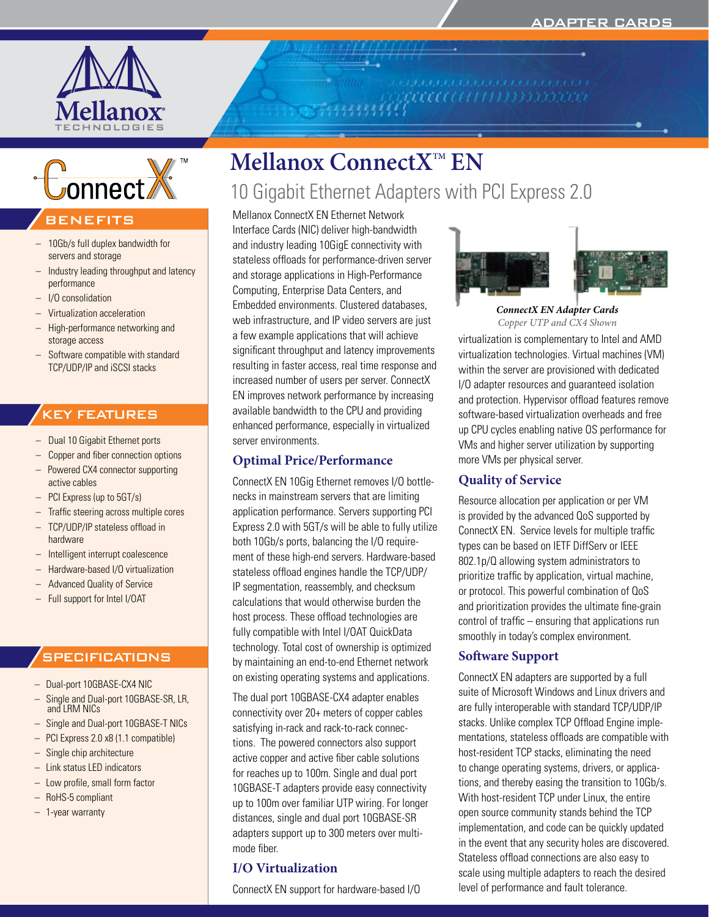# Mellanox ConnectX™ EN

## 10 Gigabit Ethernet Adapters with PCI Express 2.0

### BENEFITS

- 10Gb/s full duplex bandwidth for servers and storage
- Industry leading throughput and latency performance
- I/O consolidation
- Virtualization acceleration
- High-performance networking and storage access
- Software compatible with standard TCP/UDP/IP and iSCSI stacks

### KEY FEATURES

- Dual 10 Gigabit Ethernet ports
- Copper and fiber connection options
- Powered CX4 connector supporting active cables
- PCI Express (up to 5GT/s)
- Traffic steering across multiple cores
- TCP/UDP/IP stateless offload in hardware
- Intelligent interrupt coalescence
- Hardware-based I/O virtualization
- Advanced Quality of Service
- Full support for Intel I/OAT

### SPECIFICATIONS

- Dual-port 10GBASE-CX4 NIC
- Single and Dual-port 10GBASE-SR, LR, and LRM NICs
- Single and Dual-port 10GBASE-T NICs
- PCI Express 2.0 x8 (1.1 compatible)
- Single chip architecture
- Link status LED indicators
- Low profile, small form factor
- RoHS-5 compliant
- 1-year warranty

Mellanox ConnectX EN Ethernet Network Interface Cards (NIC) deliver high-bandwidth and industry leading 10GigE connectivity with stateless offloads for performance-driven server and storage applications in High-Performance Computing, Enterprise Data Centers, and Embedded environments. Clustered databases, web infrastructure, and IP video servers are just a few example applications that will achieve significant throughput and latency improvements resulting in faster access, real time response and increased number of users per server. ConnectX EN improves network performance by increasing available bandwidth to the CPU and providing enhanced performance, especially in virtualized server environments.

### Optimal Price/Performance

ConnectX EN 10Gig Ethernet removes I/O bottlenecks in mainstream servers that are limiting application performance. Servers supporting PCI Express 2.0 with 5GT/s will be able to fully utilize both 10Gb/s ports, balancing the I/O requirement of these high-end servers. Hardware-based stateless offload engines handle the TCP/UDP/IP segmentation, reassembly, and checksum calculations that would otherwise burden the host process. These offload technologies are fully compatible with Intel I/OAT QuickData technology. Total cost of ownership is optimized by maintaining an end-to-end Ethernet network on existing operating systems and applications.

The dual port 10GBASE-CX4 adapter enables connectivity over 20+ meters of copper cables satisfying in-rack and rack-to-rack connections. The powered connectors also support active copper and active fiber cable solutions for reaches up to 100m. Single and dual port 10GBASE-T adapters provide easy connectivity up to 100m over familiar UTP wiring. For longer distances, single and dual port 10GBASE-SR adapters support up to 300 meters over multimode fiber.

### I/O Virtualization

ConnectX EN support for hardware-based I/O virtualization is complementary to Intel and AMD virtualization technologies. Virtual machines (VM) within the server are provisioned with dedicated I/O adapter resources and guaranteed isolation and protection. Hypervisor offload features remove software-based virtualization overheads and free up CPU cycles enabling native OS performance for VMs and higher server utilization by supporting more VMs per physical server.

*ConnectX EN Adapter Cards*
*Copper UTP and CX4 Shown*

### Quality of Service

Resource allocation per application or per VM is provided by the advanced QoS supported by ConnectX EN. Service levels for multiple traffic types can be based on IETF DiffServ or IEEE 802.1p/Q allowing system administrators to prioritize traffic by application, virtual machine, or protocol. This powerful combination of QoS and prioritization provides the ultimate fine-grain control of traffic – ensuring that applications run smoothly in today's complex environment.

### Software Support

ConnectX EN adapters are supported by a full suite of Microsoft Windows and Linux drivers and are fully interoperable with standard TCP/UDP/IP stacks. Unlike complex TCP Offload Engine implementations, stateless offloads are compatible with host-resident TCP stacks, eliminating the need to change operating systems, drivers, or applications, and thereby easing the transition to 10Gb/s. With host-resident TCP under Linux, the entire open source community stands behind the TCP implementation, and code can be quickly updated in the event that any security holes are discovered. Stateless offload connections are also easy to scale using multiple adapters to reach the desired level of performance and fault tolerance.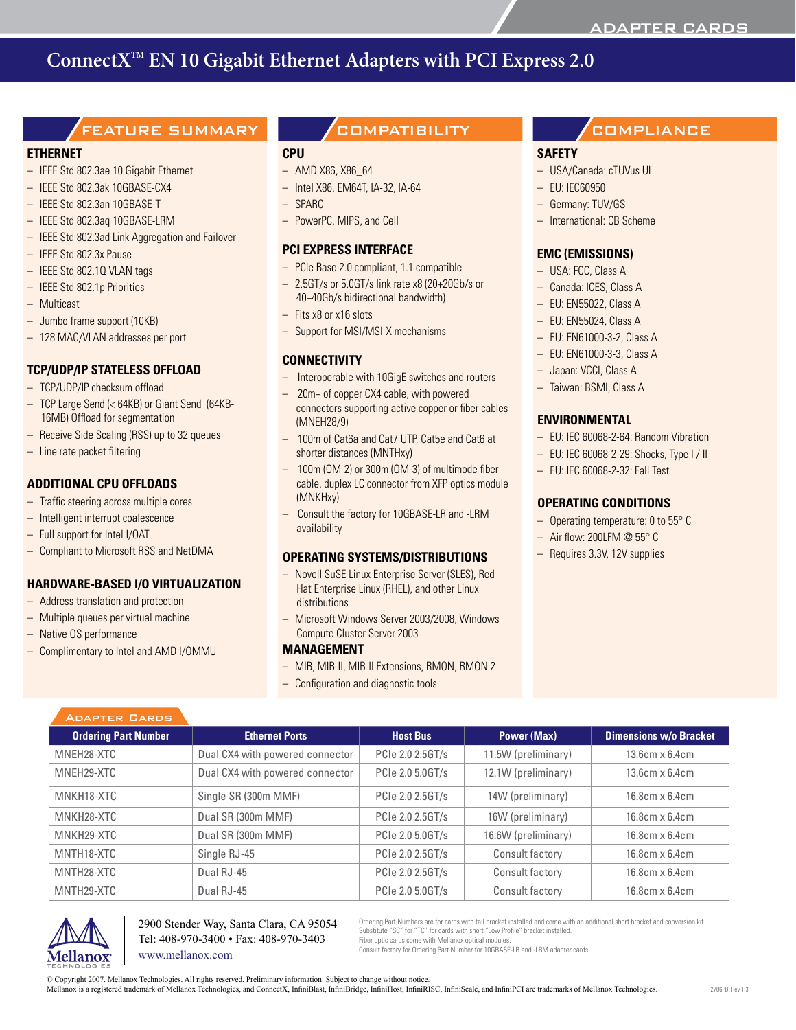ADAPTER CARDS

# ConnectX™ EN 10 Gigabit Ethernet Adapters with PCI Express 2.0

## FEATURE SUMMARY

### ETHERNET
- IEEE Std 802.3ae 10 Gigabit Ethernet
- IEEE Std 802.3ak 10GBASE-CX4
- IEEE Std 802.3an 10GBASE-T
- IEEE Std 802.3aq 10GBASE-LRM
- IEEE Std 802.3ad Link Aggregation and Failover
- IEEE Std 802.3x Pause
- IEEE Std 802.1Q VLAN tags
- IEEE Std 802.1p Priorities
- Multicast
- Jumbo frame support (10KB)
- 128 MAC/VLAN addresses per port

### TCP/UDP/IP STATELESS OFFLOAD
- TCP/UDP/IP checksum offload
- TCP Large Send (< 64KB) or Giant Send (64KB-16MB) Offload for segmentation
- Receive Side Scaling (RSS) up to 32 queues
- Line rate packet filtering

### ADDITIONAL CPU OFFLOADS
- Traffic steering across multiple cores
- Intelligent interrupt coalescence
- Full support for Intel I/OAT
- Compliant to Microsoft RSS and NetDMA

### HARDWARE-BASED I/O VIRTUALIZATION
- Address translation and protection
- Multiple queues per virtual machine
- Native OS performance
- Complimentary to Intel and AMD I/OMMU

## COMPATIBILITY

### CPU
- AMD X86, X86_64
- Intel X86, EM64T, IA-32, IA-64
- SPARC
- PowerPC, MIPS, and Cell

### PCI EXPRESS INTERFACE
- PCIe Base 2.0 compliant, 1.1 compatible
- 2.5GT/s or 5.0GT/s link rate x8 (20+20Gb/s or 40+40Gb/s bidirectional bandwidth)
- Fits x8 or x16 slots
- Support for MSI/MSI-X mechanisms

### CONNECTIVITY
- Interoperable with 10GigE switches and routers
- 20m+ of copper CX4 cable, with powered connectors supporting active copper or fiber cables (MNEH28/9)
- 100m of Cat6a and Cat7 UTP, Cat5e and Cat6 at shorter distances (MNTHxy)
- 100m (OM-2) or 300m (OM-3) of multimode fiber cable, duplex LC connector from XFP optics module (MNKHxy)
- Consult the factory for 10GBASE-LR and -LRM availability

### OPERATING SYSTEMS/DISTRIBUTIONS
- Novell SuSE Linux Enterprise Server (SLES), Red Hat Enterprise Linux (RHEL), and other Linux distributions
- Microsoft Windows Server 2003/2008, Windows Compute Cluster Server 2003

### MANAGEMENT
- MIB, MIB-II, MIB-II Extensions, RMON, RMON 2
- Configuration and diagnostic tools

## COMPLIANCE

### SAFETY
- USA/Canada: cTUVus UL
- EU: IEC60950
- Germany: TUV/GS
- International: CB Scheme

### EMC (EMISSIONS)
- USA: FCC, Class A
- Canada: ICES, Class A
- EU: EN55022, Class A
- EU: EN55024, Class A
- EU: EN61000-3-2, Class A
- EU: EN61000-3-3, Class A
- Japan: VCCI, Class A
- Taiwan: BSMI, Class A

### ENVIRONMENTAL
- EU: IEC 60068-2-64: Random Vibration
- EU: IEC 60068-2-29: Shocks, Type I / II
- EU: IEC 60068-2-32: Fall Test

### OPERATING CONDITIONS
- Operating temperature: 0 to 55° C
- Air flow: 200LFM @ 55° C
- Requires 3.3V, 12V supplies

## Adapter Cards

| Ordering Part Number | Ethernet Ports | Host Bus | Power (Max) | Dimensions w/o Bracket |
|---|---|---|---|---|
| MNEH28-XTC | Dual CX4 with powered connector | PCIe 2.0 2.5GT/s | 11.5W (preliminary) | 13.6cm x 6.4cm |
| MNEH29-XTC | Dual CX4 with powered connector | PCIe 2.0 5.0GT/s | 12.1W (preliminary) | 13.6cm x 6.4cm |
| MNKH18-XTC | Single SR (300m MMF) | PCIe 2.0 2.5GT/s | 14W (preliminary) | 16.8cm x 6.4cm |
| MNKH28-XTC | Dual SR (300m MMF) | PCIe 2.0 2.5GT/s | 16W (preliminary) | 16.8cm x 6.4cm |
| MNKH29-XTC | Dual SR (300m MMF) | PCIe 2.0 5.0GT/s | 16.6W (preliminary) | 16.8cm x 6.4cm |
| MNTH18-XTC | Single RJ-45 | PCIe 2.0 2.5GT/s | Consult factory | 16.8cm x 6.4cm |
| MNTH28-XTC | Dual RJ-45 | PCIe 2.0 2.5GT/s | Consult factory | 16.8cm x 6.4cm |
| MNTH29-XTC | Dual RJ-45 | PCIe 2.0 5.0GT/s | Consult factory | 16.8cm x 6.4cm |

Mellanox Technologies

2900 Stender Way, Santa Clara, CA 95054
Tel: 408-970-3400 • Fax: 408-970-3403
www.mellanox.com

Ordering Part Numbers are for cards with tall bracket installed and come with an additional short bracket and conversion kit.
Substitute "SC" for "TC" for cards with short "Low Profile" bracket installed.
Fiber optic cards come with Mellanox optical modules.
Consult factory for Ordering Part Number for 10GBASE-LR and -LRM adapter cards.

© Copyright 2007. Mellanox Technologies. All rights reserved. Preliminary information. Subject to change without notice.
Mellanox is a registered trademark of Mellanox Technologies, and ConnectX, InfiniBlast, InfiniBridge, InfiniHost, InfiniRISC, InfiniScale, and InfiniPCI are trademarks of Mellanox Technologies.

2786PB Rev 1.3